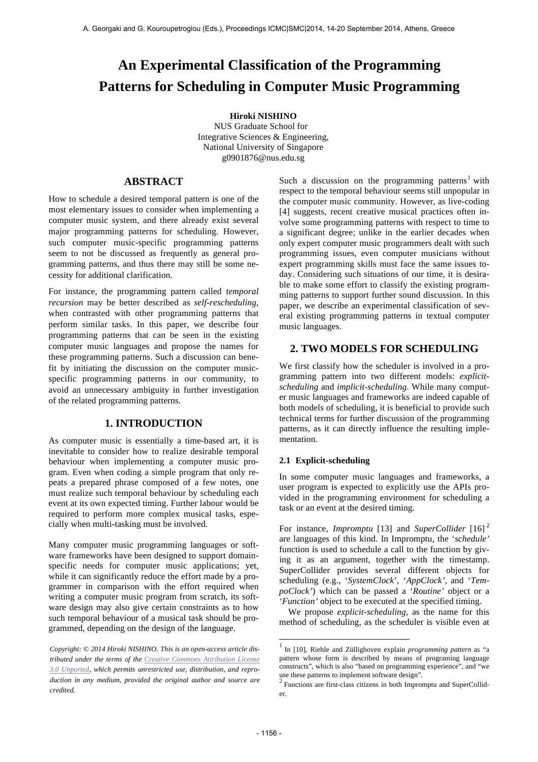# An Experimental Classification of the Programming Patterns for Scheduling in Computer Music Programming

**Hiroki NISHINO**
NUS Graduate School for
Integrative Sciences & Engineering,
National University of Singapore
g0901876@nus.edu.sg

## ABSTRACT

How to schedule a desired temporal pattern is one of the most elementary issues to consider when implementing a computer music system, and there already exist several major programming patterns for scheduling. However, such computer music-specific programming patterns seem to not be discussed as frequently as general programming patterns, and thus there may still be some necessity for additional clarification.

For instance, the programming pattern called *temporal recursion* may be better described as *self-rescheduling*, when contrasted with other programming patterns that perform similar tasks. In this paper, we describe four programming patterns that can be seen in the existing computer music languages and propose the names for these programming patterns. Such a discussion can benefit by initiating the discussion on the computer music-specific programming patterns in our community, to avoid an unnecessary ambiguity in further investigation of the related programming patterns.

## 1. INTRODUCTION

As computer music is essentially a time-based art, it is inevitable to consider how to realize desirable temporal behaviour when implementing a computer music program. Even when coding a simple program that only repeats a prepared phrase composed of a few notes, one must realize such temporal behaviour by scheduling each event at its own expected timing. Further labour would be required to perform more complex musical tasks, especially when multi-tasking must be involved.

Many computer music programming languages or software frameworks have been designed to support domain-specific needs for computer music applications; yet, while it can significantly reduce the effort made by a programmer in comparison with the effort required when writing a computer music program from scratch, its software design may also give certain constraints as to how such temporal behaviour of a musical task should be programmed, depending on the design of the language.

*Copyright: © 2014 Hiroki NISHINO. This is an open-access article distributed under the terms of the Creative Commons Attribution License 3.0 Unported, which permits unrestricted use, distribution, and reproduction in any medium, provided the original author and source are credited.*

Such a discussion on the programming patterns[1] with respect to the temporal behaviour seems still unpopular in the computer music community. However, as live-coding [4] suggests, recent creative musical practices often involve some programming patterns with respect to time to a significant degree; unlike in the earlier decades when only expert computer music programmers dealt with such programming issues, even computer musicians without expert programming skills must face the same issues today. Considering such situations of our time, it is desirable to make some effort to classify the existing programming patterns to support further sound discussion. In this paper, we describe an experimental classification of several existing programming patterns in textual computer music languages.

## 2. TWO MODELS FOR SCHEDULING

We first classify how the scheduler is involved in a programming pattern into two different models: *explicit-scheduling* and *implicit-scheduling*. While many computer music languages and frameworks are indeed capable of both models of scheduling, it is beneficial to provide such technical terms for further discussion of the programming patterns, as it can directly influence the resulting implementation.

### 2.1 Explicit-scheduling

In some computer music languages and frameworks, a user program is expected to explicitly use the APIs provided in the programming environment for scheduling a task or an event at the desired timing.

For instance, *Impromptu* [13] and *SuperCollider* [16][2] are languages of this kind. In Impromptu, the '*schedule'* function is used to schedule a call to the function by giving it as an argument, together with the timestamp. SuperCollider provides several different objects for scheduling (e.g., '*SystemClock*', '*AppClock'*, and '*TempoClock'*) which can be passed a '*Routine'* object or a *'Function'* object to be executed at the specified timing.

We propose *explicit-scheduling*, as the name for this method of scheduling, as the scheduler is visible even at

[1] In [10], Riehle and Züllighoven explain *programming pattern* as "a pattern whose form is described by means of programing language constructs", which is also "based on programming experience", and "we use these patterns to implement software design".

[2] Functions are first-class citizens in both Impromptu and SuperCollider.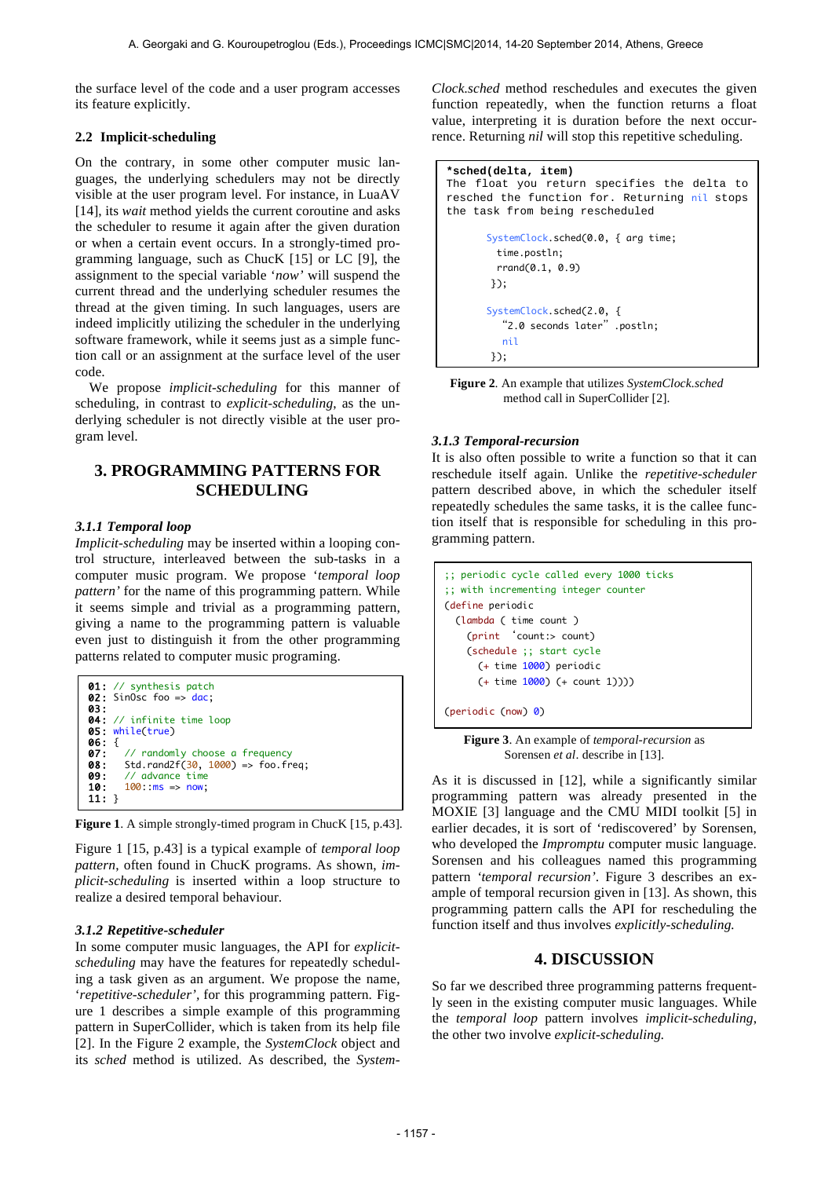the surface level of the code and a user program accesses its feature explicitly.

### 2.2 Implicit-scheduling

On the contrary, in some other computer music languages, the underlying schedulers may not be directly visible at the user program level. For instance, in LuaAV [14], its *wait* method yields the current coroutine and asks the scheduler to resume it again after the given duration or when a certain event occurs. In a strongly-timed programming language, such as ChucK [15] or LC [9], the assignment to the special variable '*now*' will suspend the current thread and the underlying scheduler resumes the thread at the given timing. In such languages, users are indeed implicitly utilizing the scheduler in the underlying software framework, while it seems just as a simple function call or an assignment at the surface level of the user code.

We propose *implicit-scheduling* for this manner of scheduling, in contrast to *explicit-scheduling*, as the underlying scheduler is not directly visible at the user program level.

## 3. PROGRAMMING PATTERNS FOR SCHEDULING

### 3.1.1 Temporal loop

*Implicit-scheduling* may be inserted within a looping control structure, interleaved between the sub-tasks in a computer music program. We propose '*temporal loop pattern*' for the name of this programming pattern. While it seems simple and trivial as a programming pattern, giving a name to the programming pattern is valuable even just to distinguish it from the other programming patterns related to computer music programing.

```
01: // synthesis patch
02: SinOsc foo => dac;
03:
04: // infinite time loop
05: while(true)
06: {
07:     // randomly choose a frequency
08:     Std.rand2f(30, 1000) => foo.freq;
09:     // advance time
10:     100::ms => now;
11: }
```

**Figure 1**. A simple strongly-timed program in ChucK [15, p.43].

Figure 1 [15, p.43] is a typical example of *temporal loop pattern*, often found in ChucK programs. As shown, *implicit-scheduling* is inserted within a loop structure to realize a desired temporal behaviour.

### 3.1.2 Repetitive-scheduler

In some computer music languages, the API for *explicit-scheduling* may have the features for repeatedly scheduling a task given as an argument. We propose the name, '*repetitive-scheduler*', for this programming pattern. Figure 1 describes a simple example of this programming pattern in SuperCollider, which is taken from its help file [2]. In the Figure 2 example, the *SystemClock* object and its *sched* method is utilized. As described, the *SystemClock.sched* method reschedules and executes the given function repeatedly, when the function returns a float value, interpreting it is duration before the next occurrence. Returning *nil* will stop this repetitive scheduling.

```
*sched(delta, item)
The float you return specifies the delta to
resched the function for. Returning nil stops
the task from being rescheduled

      SystemClock.sched(0.0, { arg time;
        time.postln;
        rrand(0.1, 0.9)
       });

      SystemClock.sched(2.0, {
         "2.0 seconds later" .postln;
         nil
       });
```

**Figure 2**. An example that utilizes *SystemClock.sched* method call in SuperCollider [2].

### 3.1.3 Temporal-recursion

It is also often possible to write a function so that it can reschedule itself again. Unlike the *repetitive-scheduler* pattern described above, in which the scheduler itself repeatedly schedules the same tasks, it is the callee function itself that is responsible for scheduling in this programming pattern.

```
;; periodic cycle called every 1000 ticks
;; with incrementing integer counter
(define periodic
  (lambda ( time count )
    (print 'count:> count)
    (schedule ;; start cycle
      (+ time 1000) periodic
      (+ time 1000) (+ count 1))))

(periodic (now) 0)
```

**Figure 3**. An example of *temporal-recursion* as Sorensen *et al*. describe in [13].

As it is discussed in [12], while a significantly similar programming pattern was already presented in the MOXIE [3] language and the CMU MIDI toolkit [5] in earlier decades, it is sort of 'rediscovered' by Sorensen, who developed the *Impromptu* computer music language. Sorensen and his colleagues named this programming pattern '*temporal recursion*'. Figure 3 describes an example of temporal recursion given in [13]. As shown, this programming pattern calls the API for rescheduling the function itself and thus involves *explicitly-scheduling.*

## 4. DISCUSSION

So far we described three programming patterns frequently seen in the existing computer music languages. While the *temporal loop* pattern involves *implicit-scheduling*, the other two involve *explicit-scheduling.*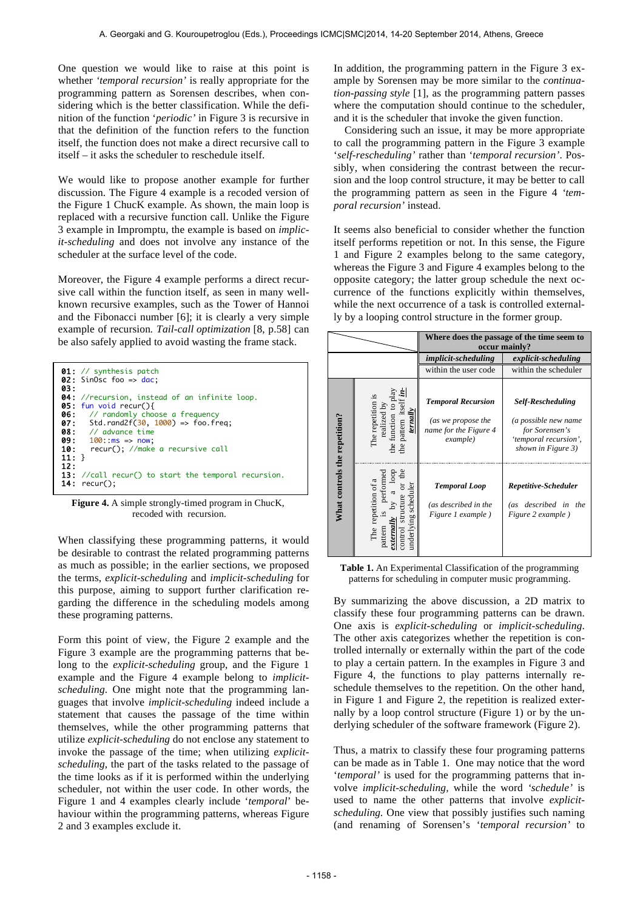One question we would like to raise at this point is whether '*temporal recursion*' is really appropriate for the programming pattern as Sorensen describes, when considering which is the better classification. While the definition of the function '*periodic*' in Figure 3 is recursive in that the definition of the function refers to the function itself, the function does not make a direct recursive call to itself – it asks the scheduler to reschedule itself.

We would like to propose another example for further discussion. The Figure 4 example is a recoded version of the Figure 1 ChucK example. As shown, the main loop is replaced with a recursive function call. Unlike the Figure 3 example in Impromptu, the example is based on *implicit-scheduling* and does not involve any instance of the scheduler at the surface level of the code.

Moreover, the Figure 4 example performs a direct recursive call within the function itself, as seen in many well-known recursive examples, such as the Tower of Hannoi and the Fibonacci number [6]; it is clearly a very simple example of recursion. *Tail-call optimization* [8, p.58] can be also safely applied to avoid wasting the frame stack.

```
01: // synthesis patch
02: SinOsc foo => dac;
03:
04: //recursion, instead of an infinite loop.
05: fun void recur(){
06:    // randomly choose a frequency
07:    Std.rand2f(30, 1000) => foo.freq;
08:    // advance time
09:    100::ms => now;
10:    recur(); //make a recursive call
11: }
12:
13: //call recur() to start the temporal recursion.
14: recur();
```

**Figure 4.** A simple strongly-timed program in ChucK, recoded with recursion.

When classifying these programming patterns, it would be desirable to contrast the related programming patterns as much as possible; in the earlier sections, we proposed the terms, *explicit-scheduling* and *implicit-scheduling* for this purpose, aiming to support further clarification regarding the difference in the scheduling models among these programing patterns.

Form this point of view, the Figure 2 example and the Figure 3 example are the programming patterns that belong to the *explicit-scheduling* group, and the Figure 1 example and the Figure 4 example belong to *implicit-scheduling*. One might note that the programming languages that involve *implicit-scheduling* indeed include a statement that causes the passage of the time within themselves, while the other programming patterns that utilize *explicit-scheduling* do not enclose any statement to invoke the passage of the time; when utilizing *explicit-scheduling*, the part of the tasks related to the passage of the time looks as if it is performed within the underlying scheduler, not within the user code. In other words, the Figure 1 and 4 examples clearly include '*temporal*' behaviour within the programming patterns, whereas Figure 2 and 3 examples exclude it.

In addition, the programming pattern in the Figure 3 example by Sorensen may be more similar to the *continuation-passing style* [1], as the programming pattern passes where the computation should continue to the scheduler, and it is the scheduler that invoke the given function.

Considering such an issue, it may be more appropriate to call the programming pattern in the Figure 3 example '*self-rescheduling*' rather than '*temporal recursion*'. Possibly, when considering the contrast between the recursion and the loop control structure, it may be better to call the programming pattern as seen in the Figure 4 '*temporal recursion*' instead.

It seems also beneficial to consider whether the function itself performs repetition or not. In this sense, the Figure 1 and Figure 2 examples belong to the same category, whereas the Figure 3 and Figure 4 examples belong to the opposite category; the latter group schedule the next occurrence of the functions explicitly within themselves, while the next occurrence of a task is controlled externally by a looping control structure in the former group.

| | | Where does the passage of the time seem to occur mainly? | |
|---|---|---|---|
| | | *implicit-scheduling* | *explicit-scheduling* |
| | | within the user code | within the scheduler |
| **What controls the repetition?** | The repetition is realized by the function to play the pattern itself ***internally*** | ***Temporal Recursion*** (*as we propose the name for the Figure 4 example*) | ***Self-Rescheduling*** (*a possible new name for Sorensen's 'temporal recursion', shown in Figure 3*) |
| | The repetition of a pattern is performed ***externally*** by a loop control structure or the underlying scheduler | ***Temporal Loop*** (*as described in the Figure 1 example*) | ***Repetitive-Scheduler*** (*as described in the Figure 2 example*) |

**Table 1.** An Experimental Classification of the programming patterns for scheduling in computer music programming.

By summarizing the above discussion, a 2D matrix to classify these four programming patterns can be drawn. One axis is *explicit-scheduling* or *implicit-scheduling*. The other axis categorizes whether the repetition is controlled internally or externally within the part of the code to play a certain pattern. In the examples in Figure 3 and Figure 4, the functions to play patterns internally reschedule themselves to the repetition. On the other hand, in Figure 1 and Figure 2, the repetition is realized externally by a loop control structure (Figure 1) or by the underlying scheduler of the software framework (Figure 2).

Thus, a matrix to classify these four programing patterns can be made as in Table 1. One may notice that the word '*temporal*' is used for the programming patterns that involve *implicit-scheduling*, while the word '*schedule*' is used to name the other patterns that involve *explicit-scheduling*. One view that possibly justifies such naming (and renaming of Sorensen's '*temporal recursion*' to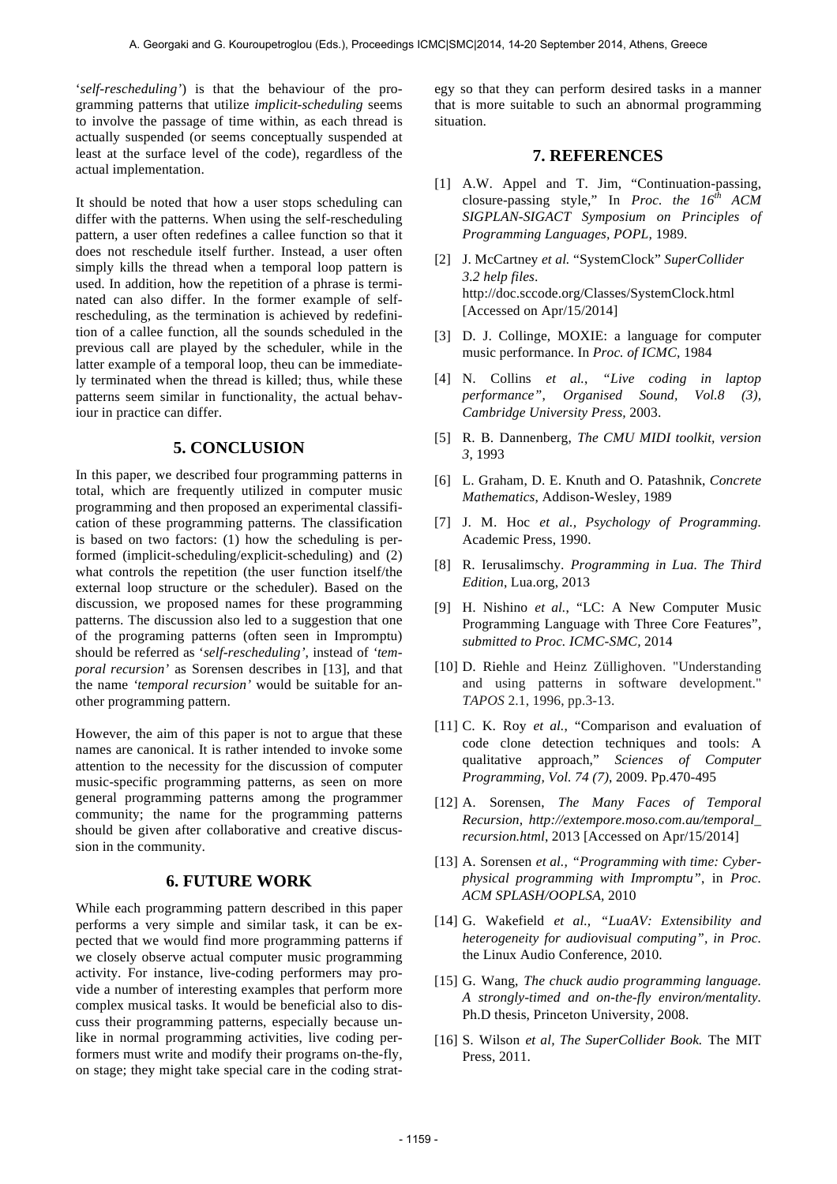'*self-rescheduling*') is that the behaviour of the programming patterns that utilize *implicit-scheduling* seems to involve the passage of time within, as each thread is actually suspended (or seems conceptually suspended at least at the surface level of the code), regardless of the actual implementation.

It should be noted that how a user stops scheduling can differ with the patterns. When using the self-rescheduling pattern, a user often redefines a callee function so that it does not reschedule itself further. Instead, a user often simply kills the thread when a temporal loop pattern is used. In addition, how the repetition of a phrase is terminated can also differ. In the former example of self-rescheduling, as the termination is achieved by redefinition of a callee function, all the sounds scheduled in the previous call are played by the scheduler, while in the latter example of a temporal loop, theu can be immediately terminated when the thread is killed; thus, while these patterns seem similar in functionality, the actual behaviour in practice can differ.

## 5. CONCLUSION

In this paper, we described four programming patterns in total, which are frequently utilized in computer music programming and then proposed an experimental classification of these programming patterns. The classification is based on two factors: (1) how the scheduling is performed (implicit-scheduling/explicit-scheduling) and (2) what controls the repetition (the user function itself/the external loop structure or the scheduler). Based on the discussion, we proposed names for these programming patterns. The discussion also led to a suggestion that one of the programing patterns (often seen in Impromptu) should be referred as '*self-rescheduling'*, instead of *'temporal recursion'* as Sorensen describes in [13], and that the name *'temporal recursion'* would be suitable for another programming pattern.

However, the aim of this paper is not to argue that these names are canonical. It is rather intended to invoke some attention to the necessity for the discussion of computer music-specific programming patterns, as seen on more general programming patterns among the programmer community; the name for the programming patterns should be given after collaborative and creative discussion in the community.

## 6. FUTURE WORK

While each programming pattern described in this paper performs a very simple and similar task, it can be expected that we would find more programming patterns if we closely observe actual computer music programming activity. For instance, live-coding performers may provide a number of interesting examples that perform more complex musical tasks. It would be beneficial also to discuss their programming patterns, especially because unlike in normal programming activities, live coding performers must write and modify their programs on-the-fly, on stage; they might take special care in the coding strategy so that they can perform desired tasks in a manner that is more suitable to such an abnormal programming situation.

## 7. REFERENCES

[1] A.W. Appel and T. Jim, "Continuation-passing, closure-passing style," In *Proc. the 16th ACM SIGPLAN-SIGACT Symposium on Principles of Programming Languages, POPL,* 1989.

[2] J. McCartney *et al.* "SystemClock" *SuperCollider 3.2 help files*. http://doc.sccode.org/Classes/SystemClock.html [Accessed on Apr/15/2014]

[3] D. J. Collinge, MOXIE: a language for computer music performance. In *Proc. of ICMC,* 1984

[4] N. Collins *et al.*, *"Live coding in laptop performance"*, *Organised Sound, Vol.8 (3), Cambridge University Press,* 2003.

[5] R. B. Dannenberg, *The CMU MIDI toolkit, version 3*, 1993

[6] L. Graham, D. E. Knuth and O. Patashnik, *Concrete Mathematics*, Addison-Wesley, 1989

[7] J. M. Hoc *et al.*, *Psychology of Programming.* Academic Press, 1990.

[8] R. Ierusalimschy. *Programming in Lua. The Third Edition*, Lua.org, 2013

[9] H. Nishino *et al.*, "LC: A New Computer Music Programming Language with Three Core Features", *submitted to Proc. ICMC-SMC,* 2014

[10] D. Riehle and Heinz Züllighoven. "Understanding and using patterns in software development." *TAPOS* 2.1, 1996, pp.3-13.

[11] C. K. Roy *et al.*, "Comparison and evaluation of code clone detection techniques and tools: A qualitative approach," *Sciences of Computer Programming, Vol. 74 (7)*, 2009. Pp.470-495

[12] A. Sorensen, *The Many Faces of Temporal Recursion, http://extempore.moso.com.au/temporal_recursion.html*, 2013 [Accessed on Apr/15/2014]

[13] A. Sorensen *et al., "Programming with time: Cyber-physical programming with Impromptu"*, in *Proc. ACM SPLASH/OOPLSA,* 2010

[14] G. Wakefield *et al., "LuaAV: Extensibility and heterogeneity for audiovisual computing", in Proc.* the Linux Audio Conference, 2010.

[15] G. Wang, *The chuck audio programming language. A strongly-timed and on-the-fly environ/mentality.* Ph.D thesis, Princeton University, 2008.

[16] S. Wilson *et al, The SuperCollider Book.* The MIT Press, 2011.